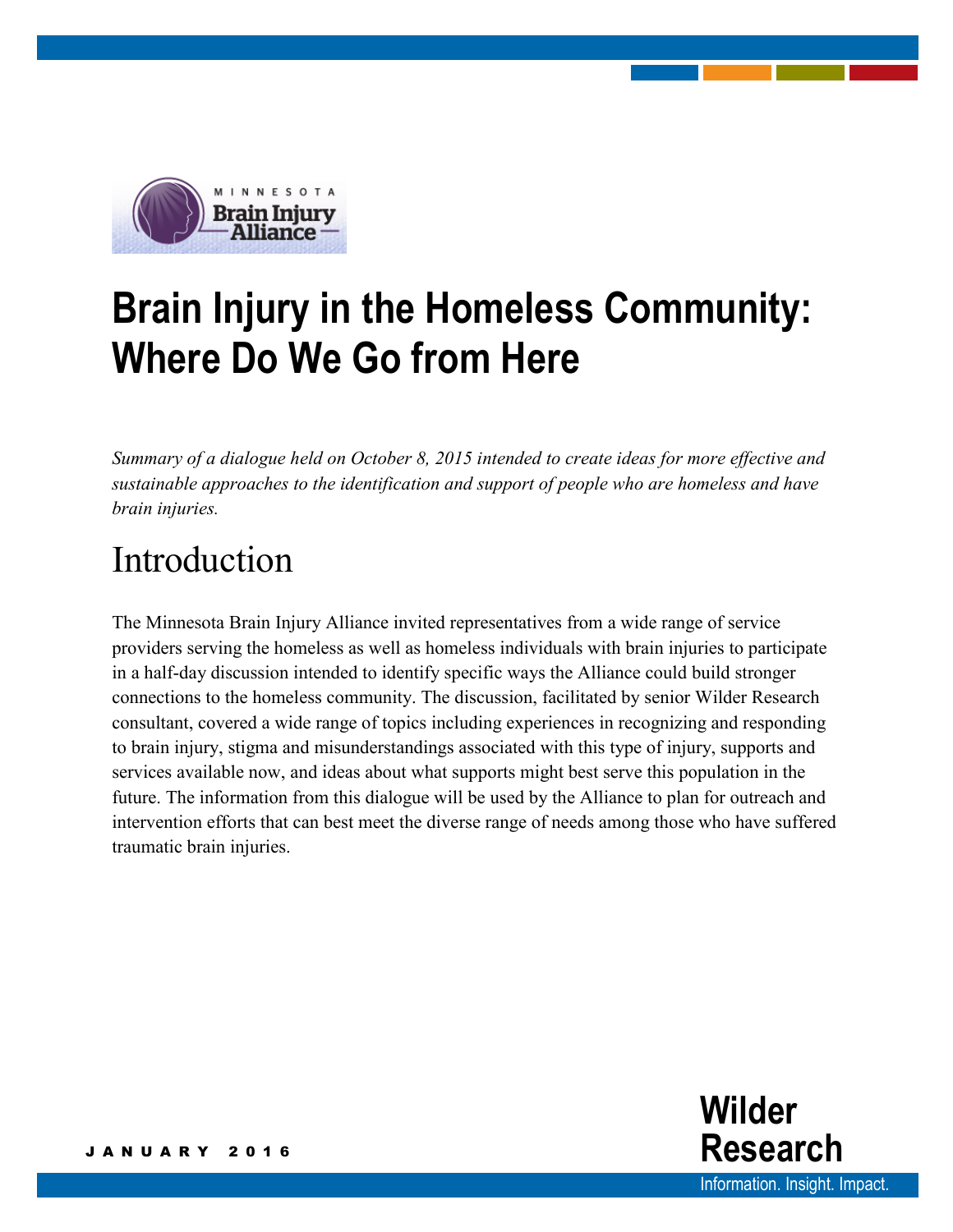MINNESOTA Brain Injury Alliance

# Brain Injury in the Homeless Community: Where Do We Go from Here

*Summary of a dialogue held on October 8, 2015 intended to create ideas for more effective and sustainable approaches to the identification and support of people who are homeless and have brain injuries.*

## Introduction

The Minnesota Brain Injury Alliance invited representatives from a wide range of service providers serving the homeless as well as homeless individuals with brain injuries to participate in a half-day discussion intended to identify specific ways the Alliance could build stronger connections to the homeless community. The discussion, facilitated by senior Wilder Research consultant, covered a wide range of topics including experiences in recognizing and responding to brain injury, stigma and misunderstandings associated with this type of injury, supports and services available now, and ideas about what supports might best serve this population in the future. The information from this dialogue will be used by the Alliance to plan for outreach and intervention efforts that can best meet the diverse range of needs among those who have suffered traumatic brain injuries.

JANUARY 2016

Wilder Research

Information. Insight. Impact.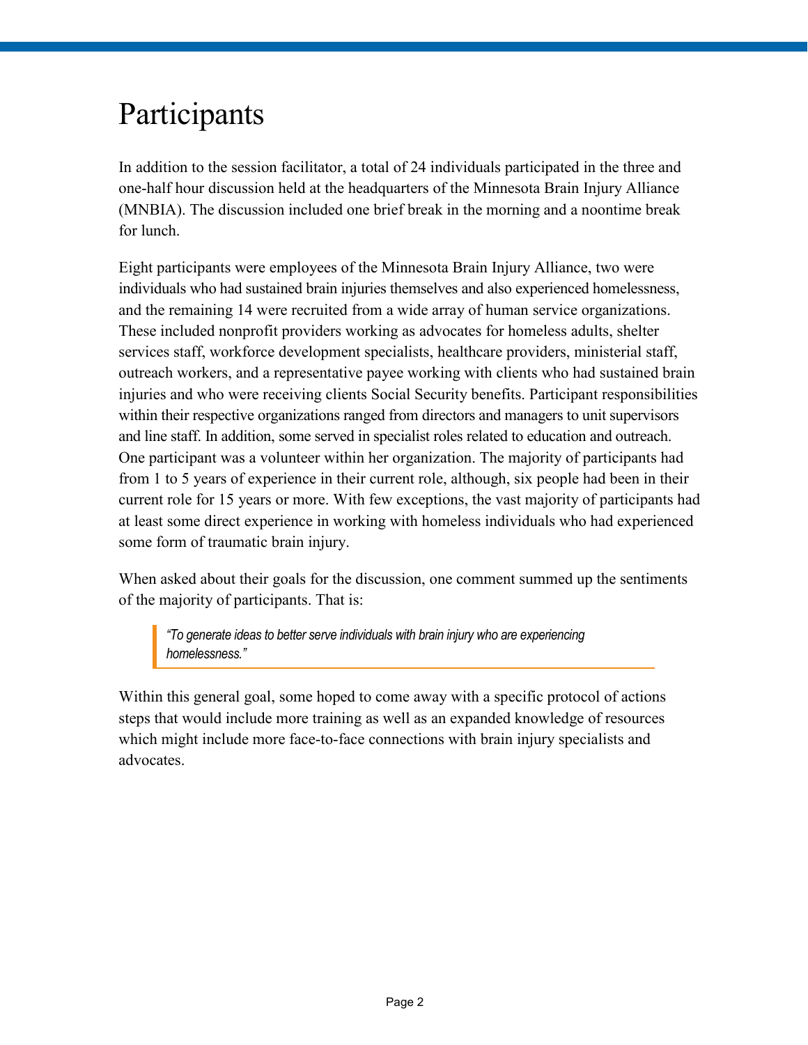# Participants

In addition to the session facilitator, a total of 24 individuals participated in the three and one-half hour discussion held at the headquarters of the Minnesota Brain Injury Alliance (MNBIA). The discussion included one brief break in the morning and a noontime break for lunch.

Eight participants were employees of the Minnesota Brain Injury Alliance, two were individuals who had sustained brain injuries themselves and also experienced homelessness, and the remaining 14 were recruited from a wide array of human service organizations. These included nonprofit providers working as advocates for homeless adults, shelter services staff, workforce development specialists, healthcare providers, ministerial staff, outreach workers, and a representative payee working with clients who had sustained brain injuries and who were receiving clients Social Security benefits. Participant responsibilities within their respective organizations ranged from directors and managers to unit supervisors and line staff. In addition, some served in specialist roles related to education and outreach. One participant was a volunteer within her organization. The majority of participants had from 1 to 5 years of experience in their current role, although, six people had been in their current role for 15 years or more. With few exceptions, the vast majority of participants had at least some direct experience in working with homeless individuals who had experienced some form of traumatic brain injury.

When asked about their goals for the discussion, one comment summed up the sentiments of the majority of participants. That is:

> *"To generate ideas to better serve individuals with brain injury who are experiencing homelessness."*

Within this general goal, some hoped to come away with a specific protocol of actions steps that would include more training as well as an expanded knowledge of resources which might include more face-to-face connections with brain injury specialists and advocates.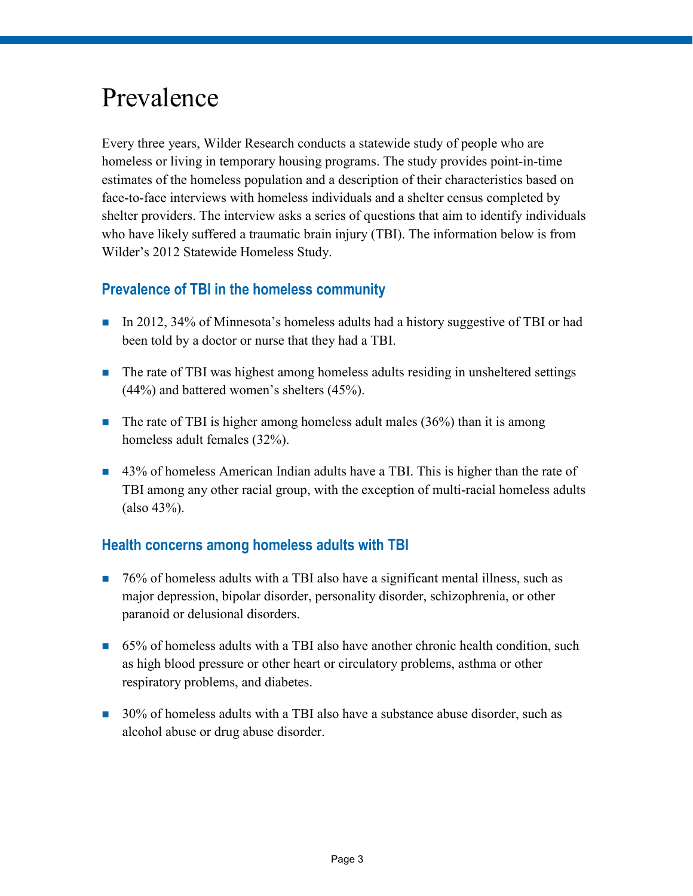# Prevalence

Every three years, Wilder Research conducts a statewide study of people who are homeless or living in temporary housing programs. The study provides point-in-time estimates of the homeless population and a description of their characteristics based on face-to-face interviews with homeless individuals and a shelter census completed by shelter providers. The interview asks a series of questions that aim to identify individuals who have likely suffered a traumatic brain injury (TBI). The information below is from Wilder's 2012 Statewide Homeless Study.

## Prevalence of TBI in the homeless community

- In 2012, 34% of Minnesota's homeless adults had a history suggestive of TBI or had been told by a doctor or nurse that they had a TBI.
- The rate of TBI was highest among homeless adults residing in unsheltered settings (44%) and battered women's shelters (45%).
- The rate of TBI is higher among homeless adult males (36%) than it is among homeless adult females (32%).
- 43% of homeless American Indian adults have a TBI. This is higher than the rate of TBI among any other racial group, with the exception of multi-racial homeless adults (also 43%).

## Health concerns among homeless adults with TBI

- 76% of homeless adults with a TBI also have a significant mental illness, such as major depression, bipolar disorder, personality disorder, schizophrenia, or other paranoid or delusional disorders.
- 65% of homeless adults with a TBI also have another chronic health condition, such as high blood pressure or other heart or circulatory problems, asthma or other respiratory problems, and diabetes.
- 30% of homeless adults with a TBI also have a substance abuse disorder, such as alcohol abuse or drug abuse disorder.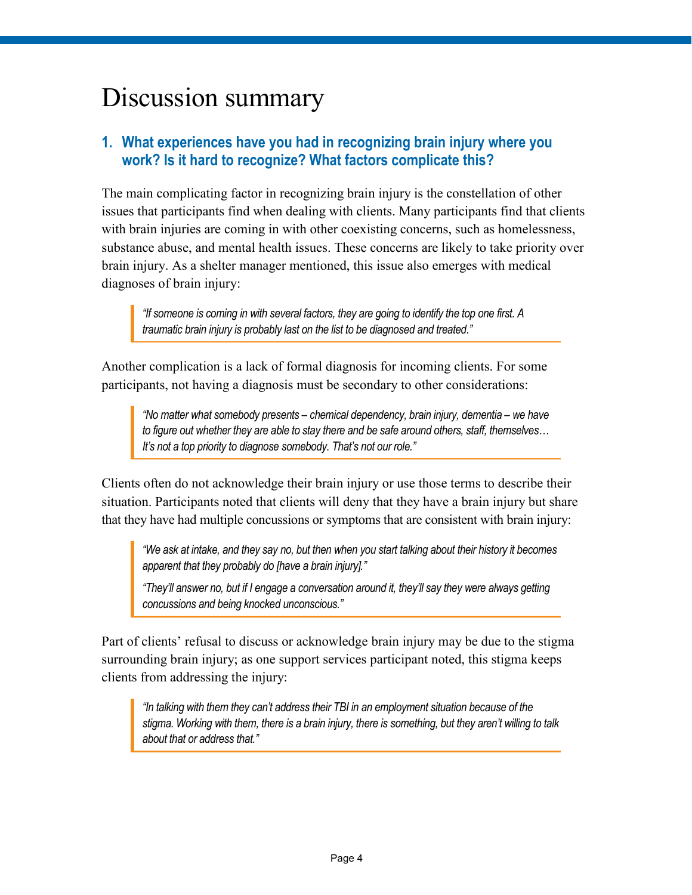# Discussion summary

## 1. What experiences have you had in recognizing brain injury where you work? Is it hard to recognize? What factors complicate this?

The main complicating factor in recognizing brain injury is the constellation of other issues that participants find when dealing with clients. Many participants find that clients with brain injuries are coming in with other coexisting concerns, such as homelessness, substance abuse, and mental health issues. These concerns are likely to take priority over brain injury. As a shelter manager mentioned, this issue also emerges with medical diagnoses of brain injury:

> *"If someone is coming in with several factors, they are going to identify the top one first. A traumatic brain injury is probably last on the list to be diagnosed and treated."*

Another complication is a lack of formal diagnosis for incoming clients. For some participants, not having a diagnosis must be secondary to other considerations:

> *"No matter what somebody presents – chemical dependency, brain injury, dementia – we have to figure out whether they are able to stay there and be safe around others, staff, themselves… It's not a top priority to diagnose somebody. That's not our role."*

Clients often do not acknowledge their brain injury or use those terms to describe their situation. Participants noted that clients will deny that they have a brain injury but share that they have had multiple concussions or symptoms that are consistent with brain injury:

> *"We ask at intake, and they say no, but then when you start talking about their history it becomes apparent that they probably do [have a brain injury]."*
>
> *"They'll answer no, but if I engage a conversation around it, they'll say they were always getting concussions and being knocked unconscious."*

Part of clients' refusal to discuss or acknowledge brain injury may be due to the stigma surrounding brain injury; as one support services participant noted, this stigma keeps clients from addressing the injury:

> *"In talking with them they can't address their TBI in an employment situation because of the stigma. Working with them, there is a brain injury, there is something, but they aren't willing to talk about that or address that."*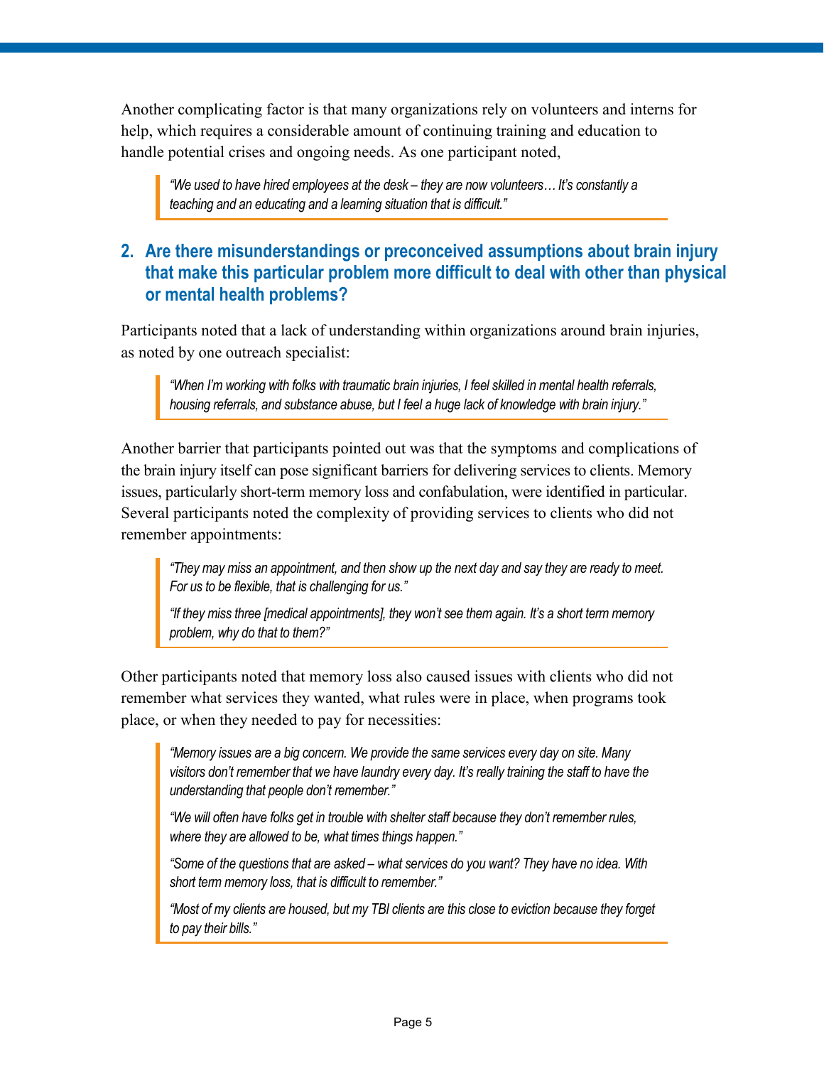Another complicating factor is that many organizations rely on volunteers and interns for help, which requires a considerable amount of continuing training and education to handle potential crises and ongoing needs. As one participant noted,

> *"We used to have hired employees at the desk – they are now volunteers… It's constantly a teaching and an educating and a learning situation that is difficult."*

## 2. Are there misunderstandings or preconceived assumptions about brain injury that make this particular problem more difficult to deal with other than physical or mental health problems?

Participants noted that a lack of understanding within organizations around brain injuries, as noted by one outreach specialist:

> *"When I'm working with folks with traumatic brain injuries, I feel skilled in mental health referrals, housing referrals, and substance abuse, but I feel a huge lack of knowledge with brain injury."*

Another barrier that participants pointed out was that the symptoms and complications of the brain injury itself can pose significant barriers for delivering services to clients. Memory issues, particularly short-term memory loss and confabulation, were identified in particular. Several participants noted the complexity of providing services to clients who did not remember appointments:

> *"They may miss an appointment, and then show up the next day and say they are ready to meet. For us to be flexible, that is challenging for us."*
>
> *"If they miss three [medical appointments], they won't see them again. It's a short term memory problem, why do that to them?"*

Other participants noted that memory loss also caused issues with clients who did not remember what services they wanted, what rules were in place, when programs took place, or when they needed to pay for necessities:

> *"Memory issues are a big concern. We provide the same services every day on site. Many visitors don't remember that we have laundry every day. It's really training the staff to have the understanding that people don't remember."*
>
> *"We will often have folks get in trouble with shelter staff because they don't remember rules, where they are allowed to be, what times things happen."*
>
> *"Some of the questions that are asked – what services do you want? They have no idea. With short term memory loss, that is difficult to remember."*
>
> *"Most of my clients are housed, but my TBI clients are this close to eviction because they forget to pay their bills."*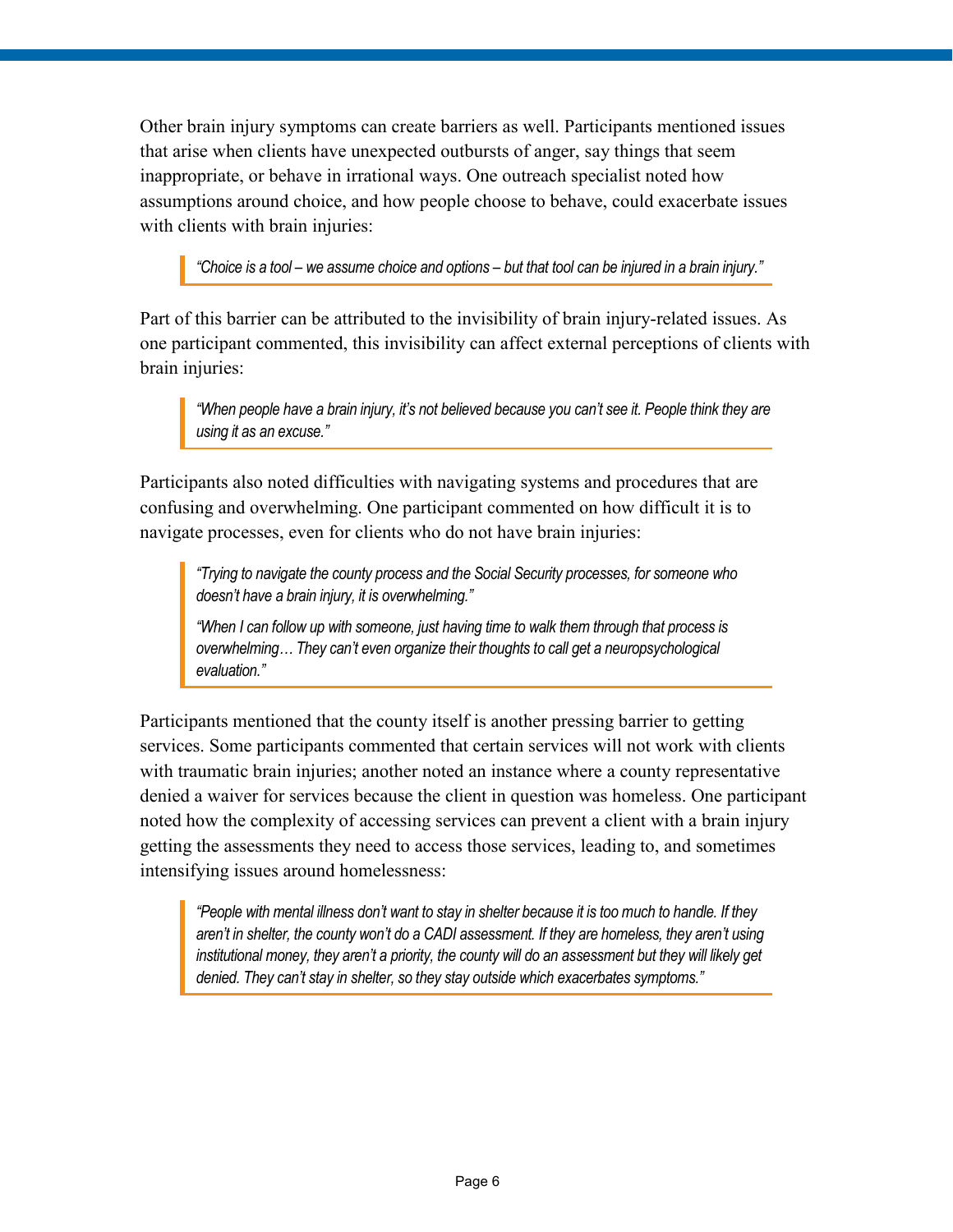Other brain injury symptoms can create barriers as well. Participants mentioned issues that arise when clients have unexpected outbursts of anger, say things that seem inappropriate, or behave in irrational ways. One outreach specialist noted how assumptions around choice, and how people choose to behave, could exacerbate issues with clients with brain injuries:

> *"Choice is a tool – we assume choice and options – but that tool can be injured in a brain injury."*

Part of this barrier can be attributed to the invisibility of brain injury-related issues. As one participant commented, this invisibility can affect external perceptions of clients with brain injuries:

> *"When people have a brain injury, it's not believed because you can't see it. People think they are using it as an excuse."*

Participants also noted difficulties with navigating systems and procedures that are confusing and overwhelming. One participant commented on how difficult it is to navigate processes, even for clients who do not have brain injuries:

> *"Trying to navigate the county process and the Social Security processes, for someone who doesn't have a brain injury, it is overwhelming."*
>
> *"When I can follow up with someone, just having time to walk them through that process is overwhelming… They can't even organize their thoughts to call get a neuropsychological evaluation."*

Participants mentioned that the county itself is another pressing barrier to getting services. Some participants commented that certain services will not work with clients with traumatic brain injuries; another noted an instance where a county representative denied a waiver for services because the client in question was homeless. One participant noted how the complexity of accessing services can prevent a client with a brain injury getting the assessments they need to access those services, leading to, and sometimes intensifying issues around homelessness:

> *"People with mental illness don't want to stay in shelter because it is too much to handle. If they aren't in shelter, the county won't do a CADI assessment. If they are homeless, they aren't using institutional money, they aren't a priority, the county will do an assessment but they will likely get denied. They can't stay in shelter, so they stay outside which exacerbates symptoms."*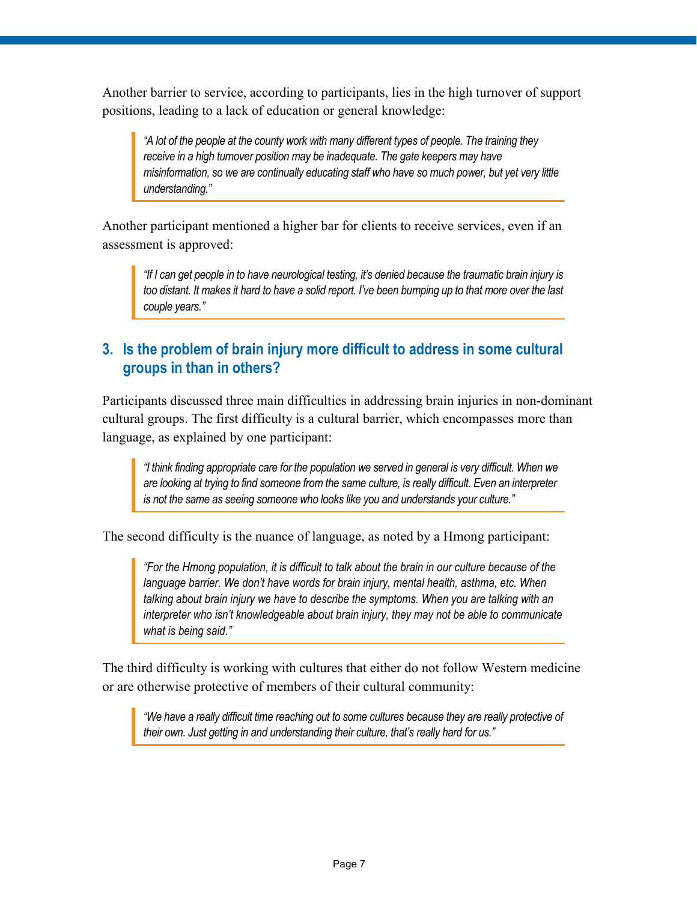Another barrier to service, according to participants, lies in the high turnover of support positions, leading to a lack of education or general knowledge:

> *"A lot of the people at the county work with many different types of people. The training they receive in a high turnover position may be inadequate. The gate keepers may have misinformation, so we are continually educating staff who have so much power, but yet very little understanding."*

Another participant mentioned a higher bar for clients to receive services, even if an assessment is approved:

> *"If I can get people in to have neurological testing, it's denied because the traumatic brain injury is too distant. It makes it hard to have a solid report. I've been bumping up to that more over the last couple years."*

### 3. Is the problem of brain injury more difficult to address in some cultural groups in than in others?

Participants discussed three main difficulties in addressing brain injuries in non-dominant cultural groups. The first difficulty is a cultural barrier, which encompasses more than language, as explained by one participant:

> *"I think finding appropriate care for the population we served in general is very difficult. When we are looking at trying to find someone from the same culture, is really difficult. Even an interpreter is not the same as seeing someone who looks like you and understands your culture."*

The second difficulty is the nuance of language, as noted by a Hmong participant:

> *"For the Hmong population, it is difficult to talk about the brain in our culture because of the language barrier. We don't have words for brain injury, mental health, asthma, etc. When talking about brain injury we have to describe the symptoms. When you are talking with an interpreter who isn't knowledgeable about brain injury, they may not be able to communicate what is being said."*

The third difficulty is working with cultures that either do not follow Western medicine or are otherwise protective of members of their cultural community:

> *"We have a really difficult time reaching out to some cultures because they are really protective of their own. Just getting in and understanding their culture, that's really hard for us."*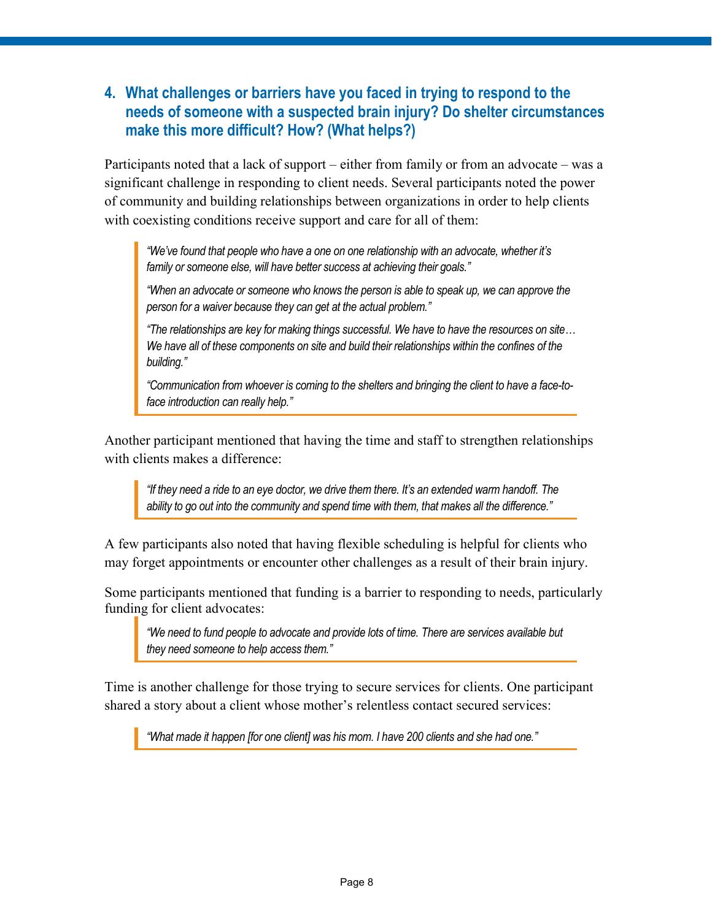### 4. What challenges or barriers have you faced in trying to respond to the needs of someone with a suspected brain injury? Do shelter circumstances make this more difficult? How? (What helps?)

Participants noted that a lack of support – either from family or from an advocate – was a significant challenge in responding to client needs. Several participants noted the power of community and building relationships between organizations in order to help clients with coexisting conditions receive support and care for all of them:

> *"We've found that people who have a one on one relationship with an advocate, whether it's family or someone else, will have better success at achieving their goals."*
>
> *"When an advocate or someone who knows the person is able to speak up, we can approve the person for a waiver because they can get at the actual problem."*
>
> *"The relationships are key for making things successful. We have to have the resources on site… We have all of these components on site and build their relationships within the confines of the building."*
>
> *"Communication from whoever is coming to the shelters and bringing the client to have a face-to-face introduction can really help."*

Another participant mentioned that having the time and staff to strengthen relationships with clients makes a difference:

> *"If they need a ride to an eye doctor, we drive them there. It's an extended warm handoff. The ability to go out into the community and spend time with them, that makes all the difference."*

A few participants also noted that having flexible scheduling is helpful for clients who may forget appointments or encounter other challenges as a result of their brain injury.

Some participants mentioned that funding is a barrier to responding to needs, particularly funding for client advocates:

> *"We need to fund people to advocate and provide lots of time. There are services available but they need someone to help access them."*

Time is another challenge for those trying to secure services for clients. One participant shared a story about a client whose mother's relentless contact secured services:

> *"What made it happen [for one client] was his mom. I have 200 clients and she had one."*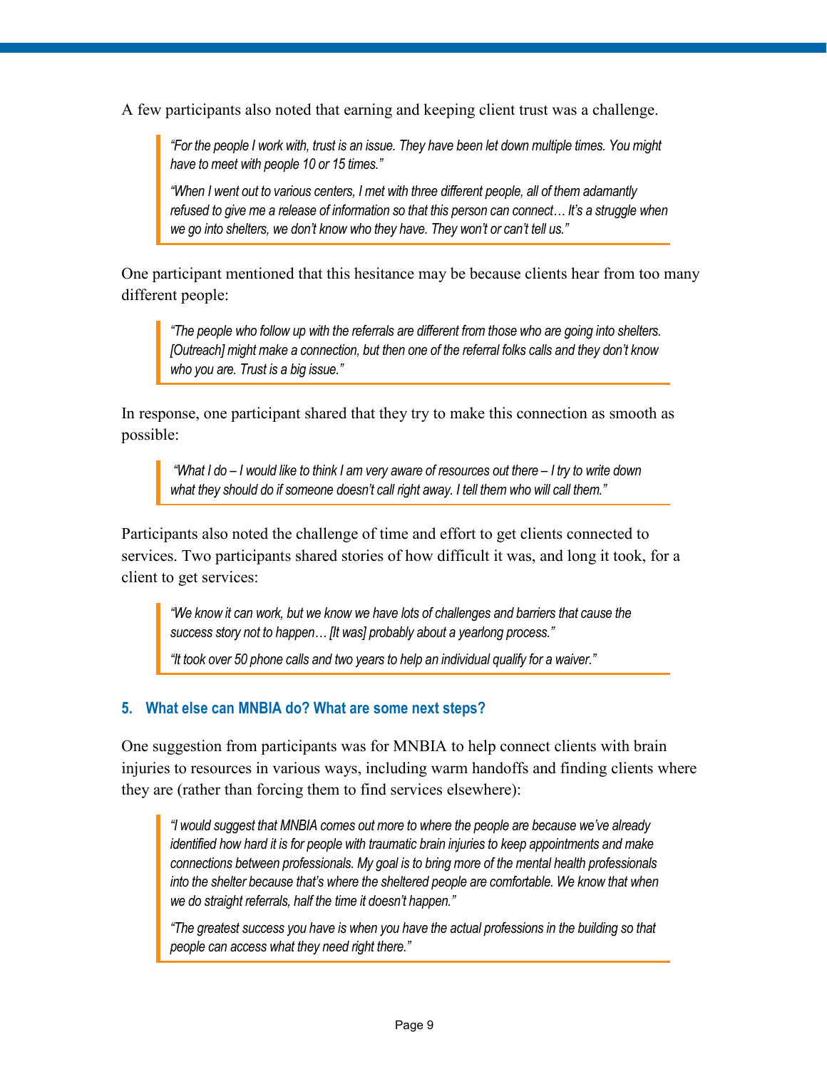A few participants also noted that earning and keeping client trust was a challenge.

> *"For the people I work with, trust is an issue. They have been let down multiple times. You might have to meet with people 10 or 15 times."*
>
> *"When I went out to various centers, I met with three different people, all of them adamantly refused to give me a release of information so that this person can connect… It's a struggle when we go into shelters, we don't know who they have. They won't or can't tell us."*

One participant mentioned that this hesitance may be because clients hear from too many different people:

> *"The people who follow up with the referrals are different from those who are going into shelters. [Outreach] might make a connection, but then one of the referral folks calls and they don't know who you are. Trust is a big issue."*

In response, one participant shared that they try to make this connection as smooth as possible:

> *"What I do – I would like to think I am very aware of resources out there – I try to write down what they should do if someone doesn't call right away. I tell them who will call them."*

Participants also noted the challenge of time and effort to get clients connected to services. Two participants shared stories of how difficult it was, and long it took, for a client to get services:

> *"We know it can work, but we know we have lots of challenges and barriers that cause the success story not to happen… [It was] probably about a yearlong process."*
>
> *"It took over 50 phone calls and two years to help an individual qualify for a waiver."*

### 5. What else can MNBIA do? What are some next steps?

One suggestion from participants was for MNBIA to help connect clients with brain injuries to resources in various ways, including warm handoffs and finding clients where they are (rather than forcing them to find services elsewhere):

> *"I would suggest that MNBIA comes out more to where the people are because we've already identified how hard it is for people with traumatic brain injuries to keep appointments and make connections between professionals. My goal is to bring more of the mental health professionals into the shelter because that's where the sheltered people are comfortable. We know that when we do straight referrals, half the time it doesn't happen."*
>
> *"The greatest success you have is when you have the actual professions in the building so that people can access what they need right there."*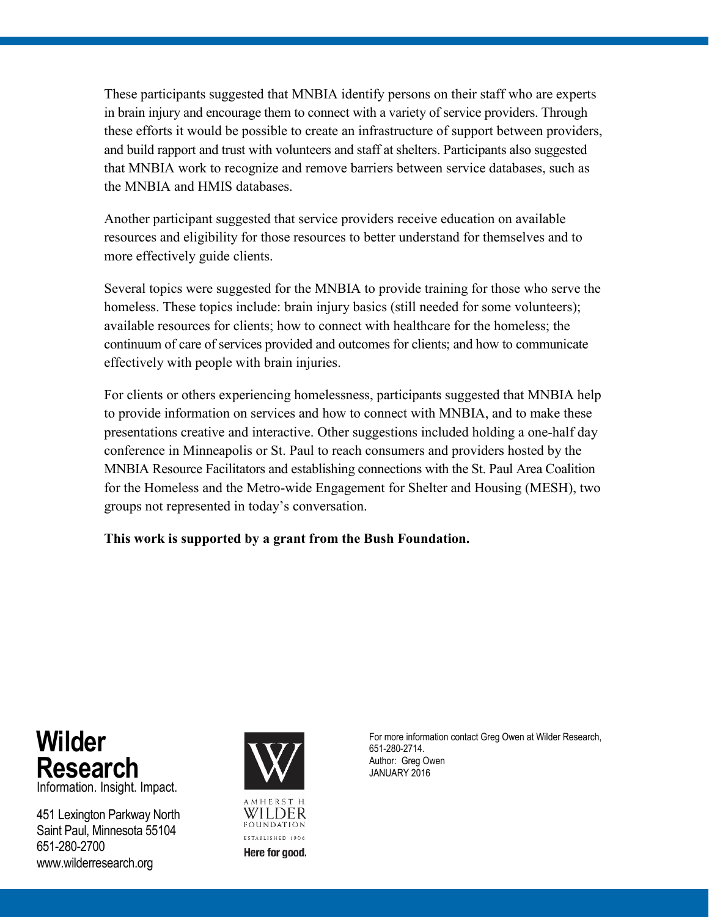These participants suggested that MNBIA identify persons on their staff who are experts in brain injury and encourage them to connect with a variety of service providers. Through these efforts it would be possible to create an infrastructure of support between providers, and build rapport and trust with volunteers and staff at shelters. Participants also suggested that MNBIA work to recognize and remove barriers between service databases, such as the MNBIA and HMIS databases.

Another participant suggested that service providers receive education on available resources and eligibility for those resources to better understand for themselves and to more effectively guide clients.

Several topics were suggested for the MNBIA to provide training for those who serve the homeless. These topics include: brain injury basics (still needed for some volunteers); available resources for clients; how to connect with healthcare for the homeless; the continuum of care of services provided and outcomes for clients; and how to communicate effectively with people with brain injuries.

For clients or others experiencing homelessness, participants suggested that MNBIA help to provide information on services and how to connect with MNBIA, and to make these presentations creative and interactive. Other suggestions included holding a one-half day conference in Minneapolis or St. Paul to reach consumers and providers hosted by the MNBIA Resource Facilitators and establishing connections with the St. Paul Area Coalition for the Homeless and the Metro-wide Engagement for Shelter and Housing (MESH), two groups not represented in today's conversation.

**This work is supported by a grant from the Bush Foundation.**

**Wilder Research**
Information. Insight. Impact.

451 Lexington Parkway North
Saint Paul, Minnesota 55104
651-280-2700
www.wilderresearch.org

AMHERST H. WILDER FOUNDATION
ESTABLISHED 1906
**Here for good.**

For more information contact Greg Owen at Wilder Research, 651-280-2714.
Author: Greg Owen
JANUARY 2016